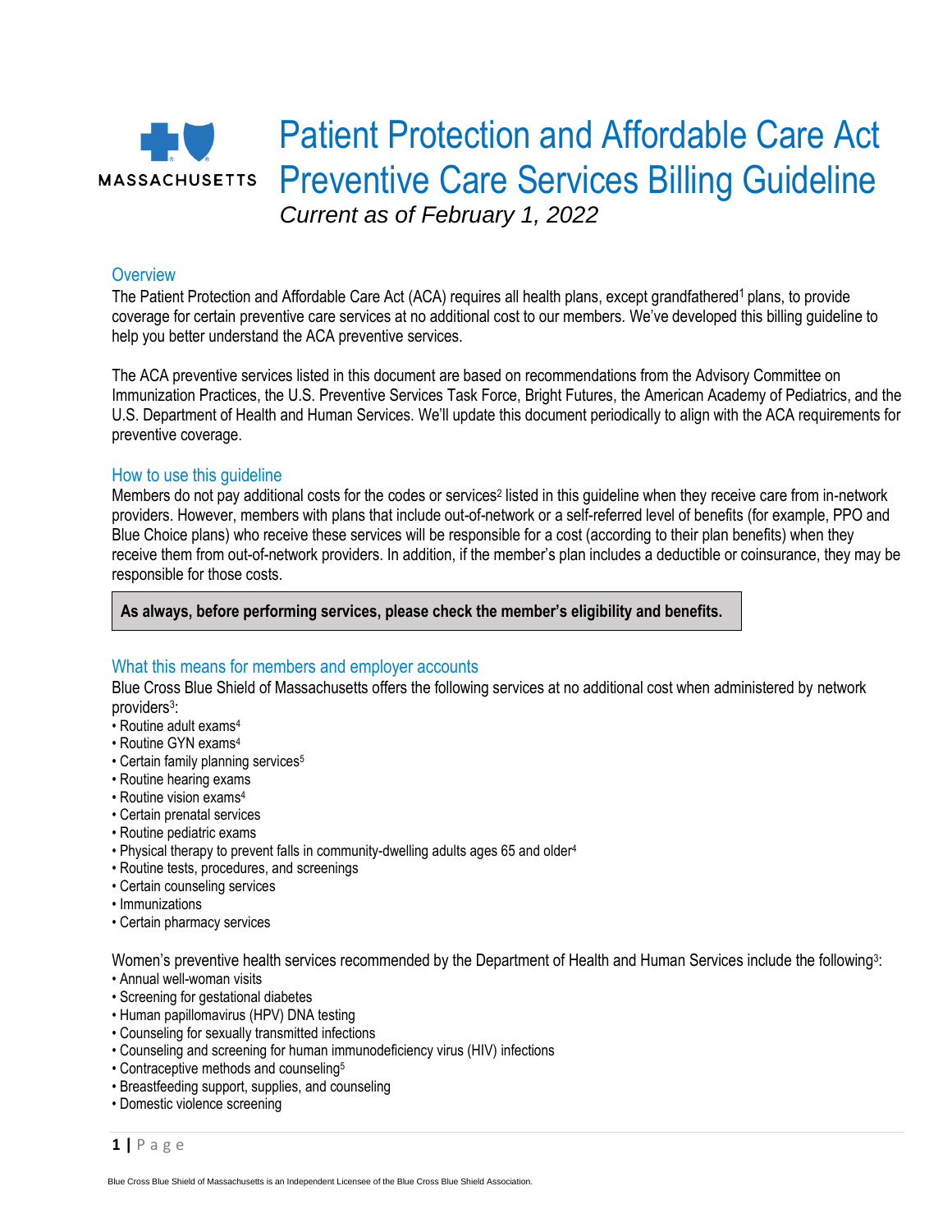# Patient Protection and Affordable Care Act Preventive Care Services Billing Guideline

*Current as of February 1, 2022*

## Overview

The Patient Protection and Affordable Care Act (ACA) requires all health plans, except grandfathered[1] plans, to provide coverage for certain preventive care services at no additional cost to our members. We've developed this billing guideline to help you better understand the ACA preventive services.

The ACA preventive services listed in this document are based on recommendations from the Advisory Committee on Immunization Practices, the U.S. Preventive Services Task Force, Bright Futures, the American Academy of Pediatrics, and the U.S. Department of Health and Human Services. We'll update this document periodically to align with the ACA requirements for preventive coverage.

## How to use this guideline

Members do not pay additional costs for the codes or services[2] listed in this guideline when they receive care from in-network providers. However, members with plans that include out-of-network or a self-referred level of benefits (for example, PPO and Blue Choice plans) who receive these services will be responsible for a cost (according to their plan benefits) when they receive them from out-of-network providers. In addition, if the member's plan includes a deductible or coinsurance, they may be responsible for those costs.

**As always, before performing services, please check the member's eligibility and benefits.**

## What this means for members and employer accounts

Blue Cross Blue Shield of Massachusetts offers the following services at no additional cost when administered by network providers[3]:

- Routine adult exams[4]
- Routine GYN exams[4]
- Certain family planning services[5]
- Routine hearing exams
- Routine vision exams[4]
- Certain prenatal services
- Routine pediatric exams
- Physical therapy to prevent falls in community-dwelling adults ages 65 and older[4]
- Routine tests, procedures, and screenings
- Certain counseling services
- Immunizations
- Certain pharmacy services

Women's preventive health services recommended by the Department of Health and Human Services include the following[3]:

- Annual well-woman visits
- Screening for gestational diabetes
- Human papillomavirus (HPV) DNA testing
- Counseling for sexually transmitted infections
- Counseling and screening for human immunodeficiency virus (HIV) infections
- Contraceptive methods and counseling[5]
- Breastfeeding support, supplies, and counseling
- Domestic violence screening

Blue Cross Blue Shield of Massachusetts is an Independent Licensee of the Blue Cross Blue Shield Association.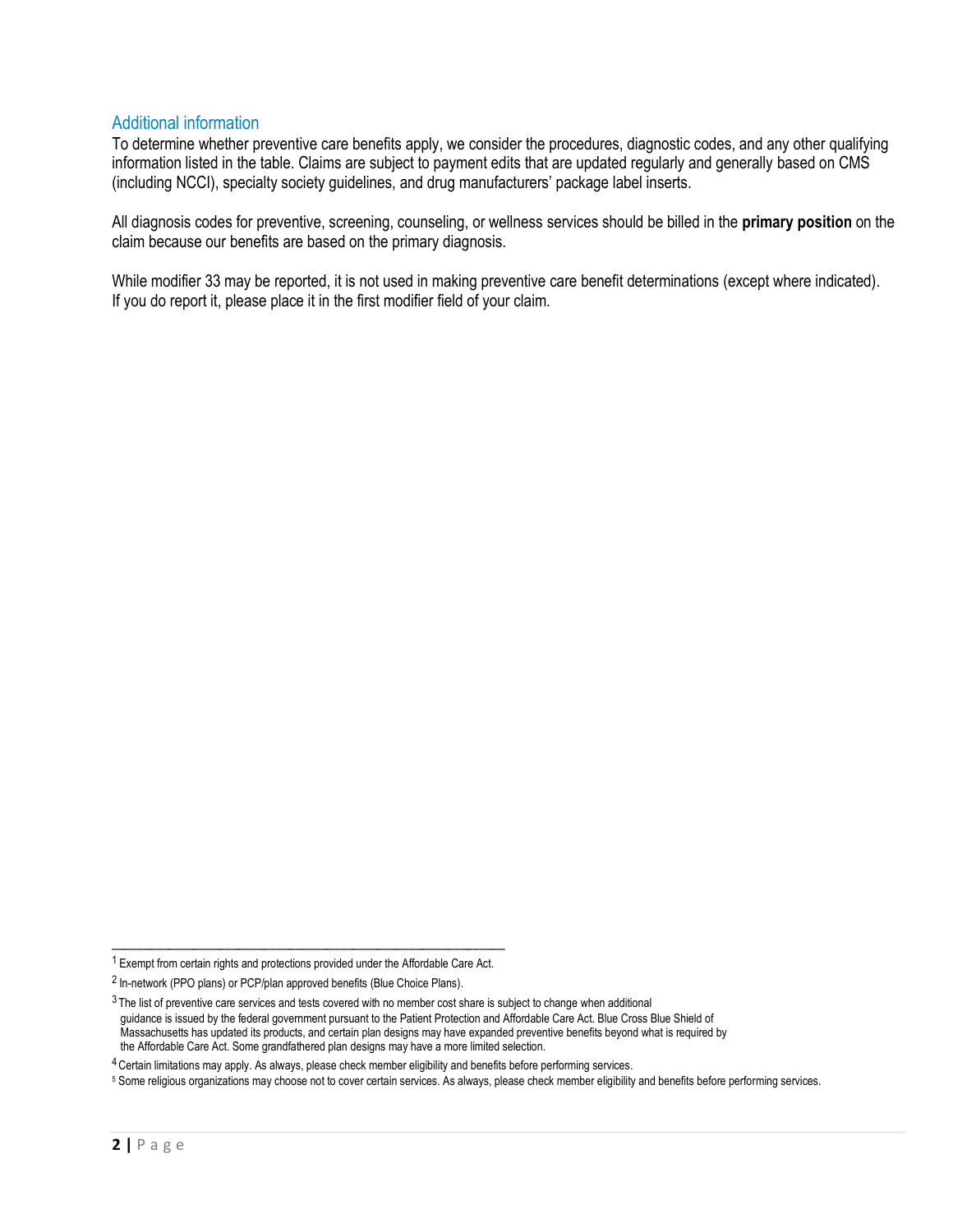## Additional information

To determine whether preventive care benefits apply, we consider the procedures, diagnostic codes, and any other qualifying information listed in the table. Claims are subject to payment edits that are updated regularly and generally based on CMS (including NCCI), specialty society guidelines, and drug manufacturers' package label inserts.

All diagnosis codes for preventive, screening, counseling, or wellness services should be billed in the **primary position** on the claim because our benefits are based on the primary diagnosis.

While modifier 33 may be reported, it is not used in making preventive care benefit determinations (except where indicated). If you do report it, please place it in the first modifier field of your claim.

---

[1] Exempt from certain rights and protections provided under the Affordable Care Act.

[2] In-network (PPO plans) or PCP/plan approved benefits (Blue Choice Plans).

[3] The list of preventive care services and tests covered with no member cost share is subject to change when additional guidance is issued by the federal government pursuant to the Patient Protection and Affordable Care Act. Blue Cross Blue Shield of Massachusetts has updated its products, and certain plan designs may have expanded preventive benefits beyond what is required by the Affordable Care Act. Some grandfathered plan designs may have a more limited selection.

[4] Certain limitations may apply. As always, please check member eligibility and benefits before performing services.

[5] Some religious organizations may choose not to cover certain services. As always, please check member eligibility and benefits before performing services.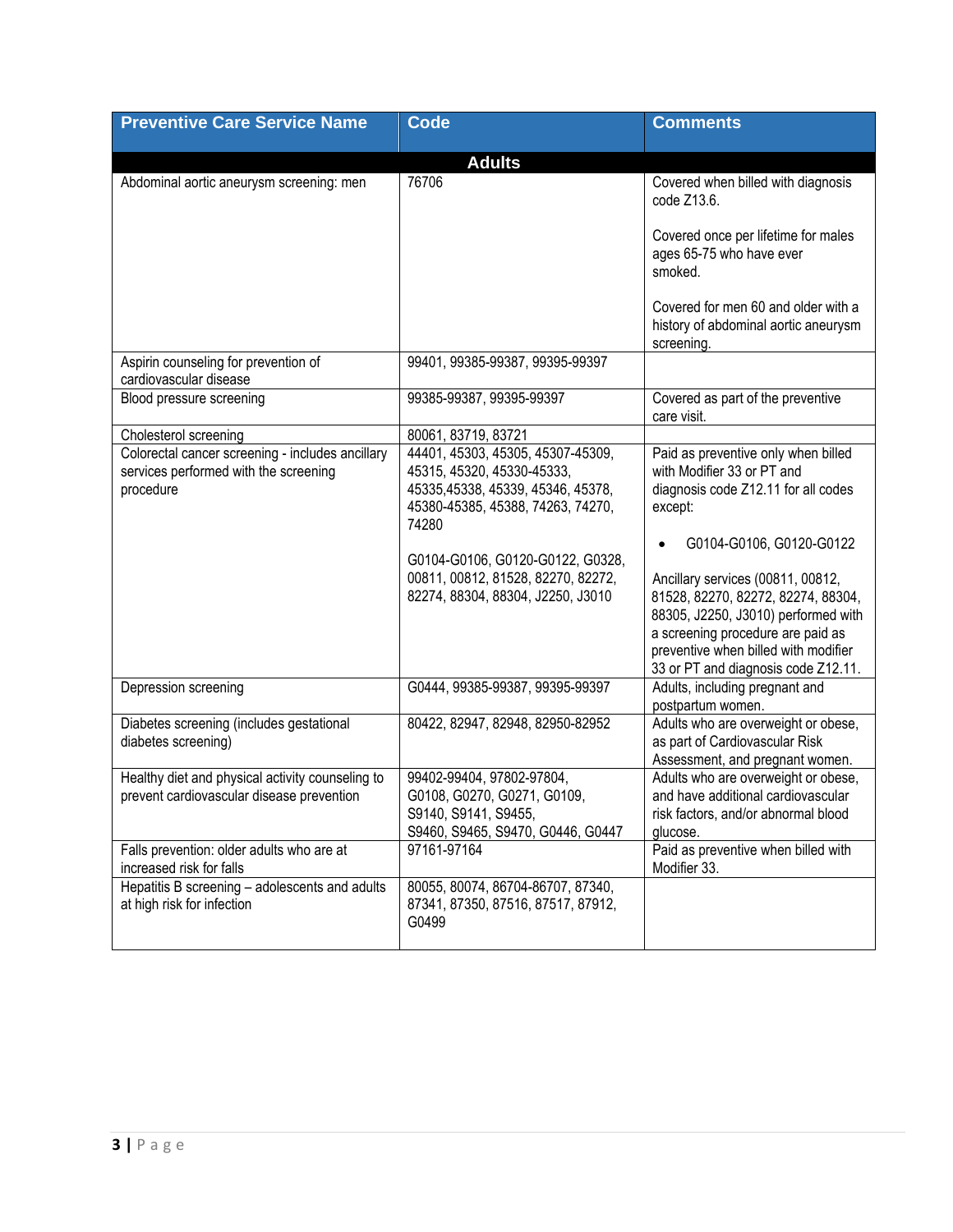| Preventive Care Service Name | Code | Comments |
|---|---|---|
| **Adults** | | |
| Abdominal aortic aneurysm screening: men | 76706 | Covered when billed with diagnosis code Z13.6.<br><br>Covered once per lifetime for males ages 65-75 who have ever smoked.<br><br>Covered for men 60 and older with a history of abdominal aortic aneurysm screening. |
| Aspirin counseling for prevention of cardiovascular disease | 99401, 99385-99387, 99395-99397 | |
| Blood pressure screening | 99385-99387, 99395-99397 | Covered as part of the preventive care visit. |
| Cholesterol screening | 80061, 83719, 83721 | |
| Colorectal cancer screening - includes ancillary services performed with the screening procedure | 44401, 45303, 45305, 45307-45309, 45315, 45320, 45330-45333, 45335,45338, 45339, 45346, 45378, 45380-45385, 45388, 74263, 74270, 74280<br><br>G0104-G0106, G0120-G0122, G0328, 00811, 00812, 81528, 82270, 82272, 82274, 88304, 88304, J2250, J3010 | Paid as preventive only when billed with Modifier 33 or PT and diagnosis code Z12.11 for all codes except:<br><br>• G0104-G0106, G0120-G0122<br><br>Ancillary services (00811, 00812, 81528, 82270, 82272, 82274, 88304, 88305, J2250, J3010) performed with a screening procedure are paid as preventive when billed with modifier 33 or PT and diagnosis code Z12.11. |
| Depression screening | G0444, 99385-99387, 99395-99397 | Adults, including pregnant and postpartum women. |
| Diabetes screening (includes gestational diabetes screening) | 80422, 82947, 82948, 82950-82952 | Adults who are overweight or obese, as part of Cardiovascular Risk Assessment, and pregnant women. |
| Healthy diet and physical activity counseling to prevent cardiovascular disease prevention | 99402-99404, 97802-97804, G0108, G0270, G0271, G0109, S9140, S9141, S9455, S9460, S9465, S9470, G0446, G0447 | Adults who are overweight or obese, and have additional cardiovascular risk factors, and/or abnormal blood glucose. |
| Falls prevention: older adults who are at increased risk for falls | 97161-97164 | Paid as preventive when billed with Modifier 33. |
| Hepatitis B screening – adolescents and adults at high risk for infection | 80055, 80074, 86704-86707, 87340, 87341, 87350, 87516, 87517, 87912, G0499 | |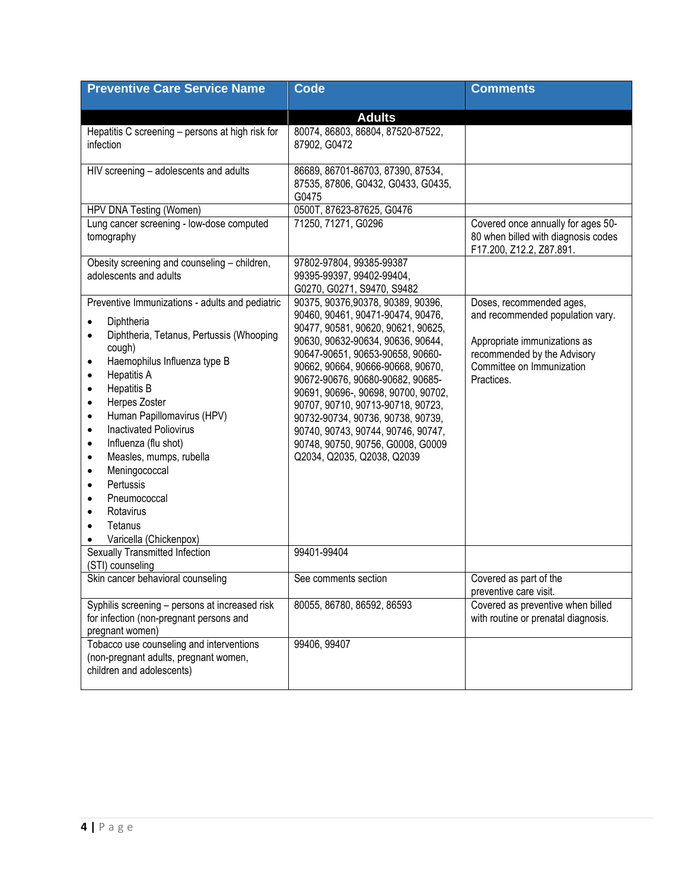| Preventive Care Service Name | Code | Comments |
|---|---|---|
| | **Adults** | |
| Hepatitis C screening – persons at high risk for infection | 80074, 86803, 86804, 87520-87522, 87902, G0472 | |
| HIV screening – adolescents and adults | 86689, 86701-86703, 87390, 87534, 87535, 87806, G0432, G0433, G0435, G0475 | |
| HPV DNA Testing (Women) | 0500T, 87623-87625, G0476 | |
| Lung cancer screening - low-dose computed tomography | 71250, 71271, G0296 | Covered once annually for ages 50-80 when billed with diagnosis codes F17.200, Z12.2, Z87.891. |
| Obesity screening and counseling – children, adolescents and adults | 97802-97804, 99385-99387 99395-99397, 99402-99404, G0270, G0271, S9470, S9482 | |
| Preventive Immunizations - adults and pediatric<br>• Diphtheria<br>• Diphtheria, Tetanus, Pertussis (Whooping cough)<br>• Haemophilus Influenza type B<br>• Hepatitis A<br>• Hepatitis B<br>• Herpes Zoster<br>• Human Papillomavirus (HPV)<br>• Inactivated Poliovirus<br>• Influenza (flu shot)<br>• Measles, mumps, rubella<br>• Meningococcal<br>• Pertussis<br>• Pneumococcal<br>• Rotavirus<br>• Tetanus<br>• Varicella (Chickenpox) | 90375, 90376,90378, 90389, 90396, 90460, 90461, 90471-90474, 90476, 90477, 90581, 90620, 90621, 90625, 90630, 90632-90634, 90636, 90644, 90647-90651, 90653-90658, 90660-90662, 90664, 90666-90668, 90670, 90672-90676, 90680-90682, 90685-90691, 90696-, 90698, 90700, 90702, 90707, 90710, 90713-90718, 90723, 90732-90734, 90736, 90738, 90739, 90740, 90743, 90744, 90746, 90747, 90748, 90750, 90756, G0008, G0009 Q2034, Q2035, Q2038, Q2039 | Doses, recommended ages, and recommended population vary.<br><br>Appropriate immunizations as recommended by the Advisory Committee on Immunization Practices. |
| Sexually Transmitted Infection (STI) counseling | 99401-99404 | |
| Skin cancer behavioral counseling | See comments section | Covered as part of the preventive care visit. |
| Syphilis screening – persons at increased risk for infection (non-pregnant persons and pregnant women) | 80055, 86780, 86592, 86593 | Covered as preventive when billed with routine or prenatal diagnosis. |
| Tobacco use counseling and interventions (non-pregnant adults, pregnant women, children and adolescents) | 99406, 99407 | |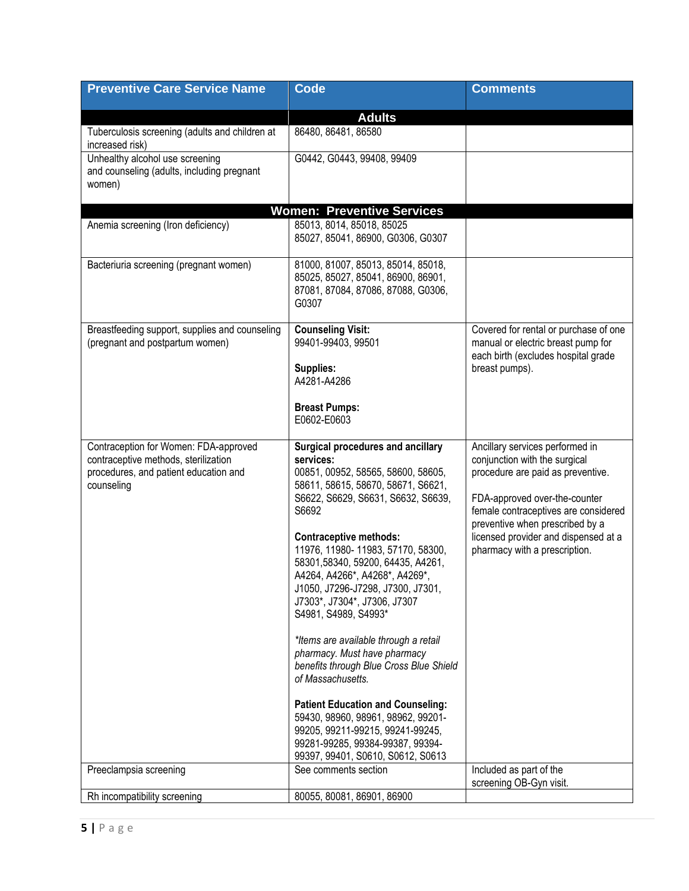| Preventive Care Service Name | Code | Comments |
|---|---|---|
| | **Adults** | |
| Tuberculosis screening (adults and children at increased risk) | 86480, 86481, 86580 | |
| Unhealthy alcohol use screening and counseling (adults, including pregnant women) | G0442, G0443, 99408, 99409 | |
| | **Women: Preventive Services** | |
| Anemia screening (Iron deficiency) | 85013, 8014, 85018, 85025 85027, 85041, 86900, G0306, G0307 | |
| Bacteriuria screening (pregnant women) | 81000, 81007, 85013, 85014, 85018, 85025, 85027, 85041, 86900, 86901, 87081, 87084, 87086, 87088, G0306, G0307 | |
| Breastfeeding support, supplies and counseling (pregnant and postpartum women) | **Counseling Visit:** 99401-99403, 99501<br><br>**Supplies:** A4281-A4286<br><br>**Breast Pumps:** E0602-E0603 | Covered for rental or purchase of one manual or electric breast pump for each birth (excludes hospital grade breast pumps). |
| Contraception for Women: FDA-approved contraceptive methods, sterilization procedures, and patient education and counseling | **Surgical procedures and ancillary services:** 00851, 00952, 58565, 58600, 58605, 58611, 58615, 58670, 58671, S6621, S6622, S6629, S6631, S6632, S6639, S6692<br><br>**Contraceptive methods:** 11976, 11980- 11983, 57170, 58300, 58301,58340, 59200, 64435, A4261, A4264, A4266*, A4268*, A4269*, J1050, J7296-J7298, J7300, J7301, J7303*, J7304*, J7306, J7307 S4981, S4989, S4993*<br><br>*\*Items are available through a retail pharmacy. Must have pharmacy benefits through Blue Cross Blue Shield of Massachusetts.*<br><br>**Patient Education and Counseling:** 59430, 98960, 98961, 98962, 99201-99205, 99211-99215, 99241-99245, 99281-99285, 99384-99387, 99394-99397, 99401, S0610, S0612, S0613 | Ancillary services performed in conjunction with the surgical procedure are paid as preventive.<br><br>FDA-approved over-the-counter female contraceptives are considered preventive when prescribed by a licensed provider and dispensed at a pharmacy with a prescription. |
| Preeclampsia screening | See comments section | Included as part of the screening OB-Gyn visit. |
| Rh incompatibility screening | 80055, 80081, 86901, 86900 | |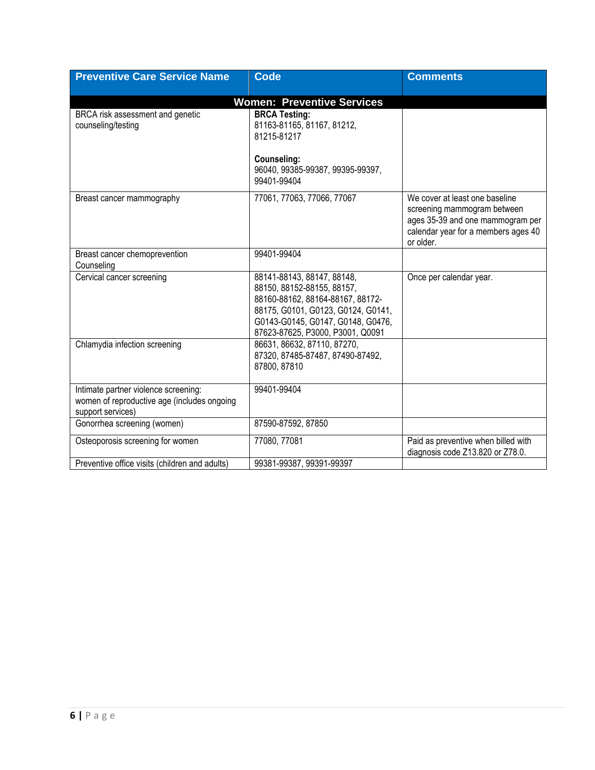| Preventive Care Service Name | Code | Comments |
|---|---|---|
| **Women: Preventive Services** | | |
| BRCA risk assessment and genetic counseling/testing | **BRCA Testing:** 81163-81165, 81167, 81212, 81215-81217<br><br>**Counseling:** 96040, 99385-99387, 99395-99397, 99401-99404 | |
| Breast cancer mammography | 77061, 77063, 77066, 77067 | We cover at least one baseline screening mammogram between ages 35-39 and one mammogram per calendar year for a members ages 40 or older. |
| Breast cancer chemoprevention Counseling | 99401-99404 | |
| Cervical cancer screening | 88141-88143, 88147, 88148, 88150, 88152-88155, 88157, 88160-88162, 88164-88167, 88172-88175, G0101, G0123, G0124, G0141, G0143-G0145, G0147, G0148, G0476, 87623-87625, P3000, P3001, Q0091 | Once per calendar year. |
| Chlamydia infection screening | 86631, 86632, 87110, 87270, 87320, 87485-87487, 87490-87492, 87800, 87810 | |
| Intimate partner violence screening: women of reproductive age (includes ongoing support services) | 99401-99404 | |
| Gonorrhea screening (women) | 87590-87592, 87850 | |
| Osteoporosis screening for women | 77080, 77081 | Paid as preventive when billed with diagnosis code Z13.820 or Z78.0. |
| Preventive office visits (children and adults) | 99381-99387, 99391-99397 | |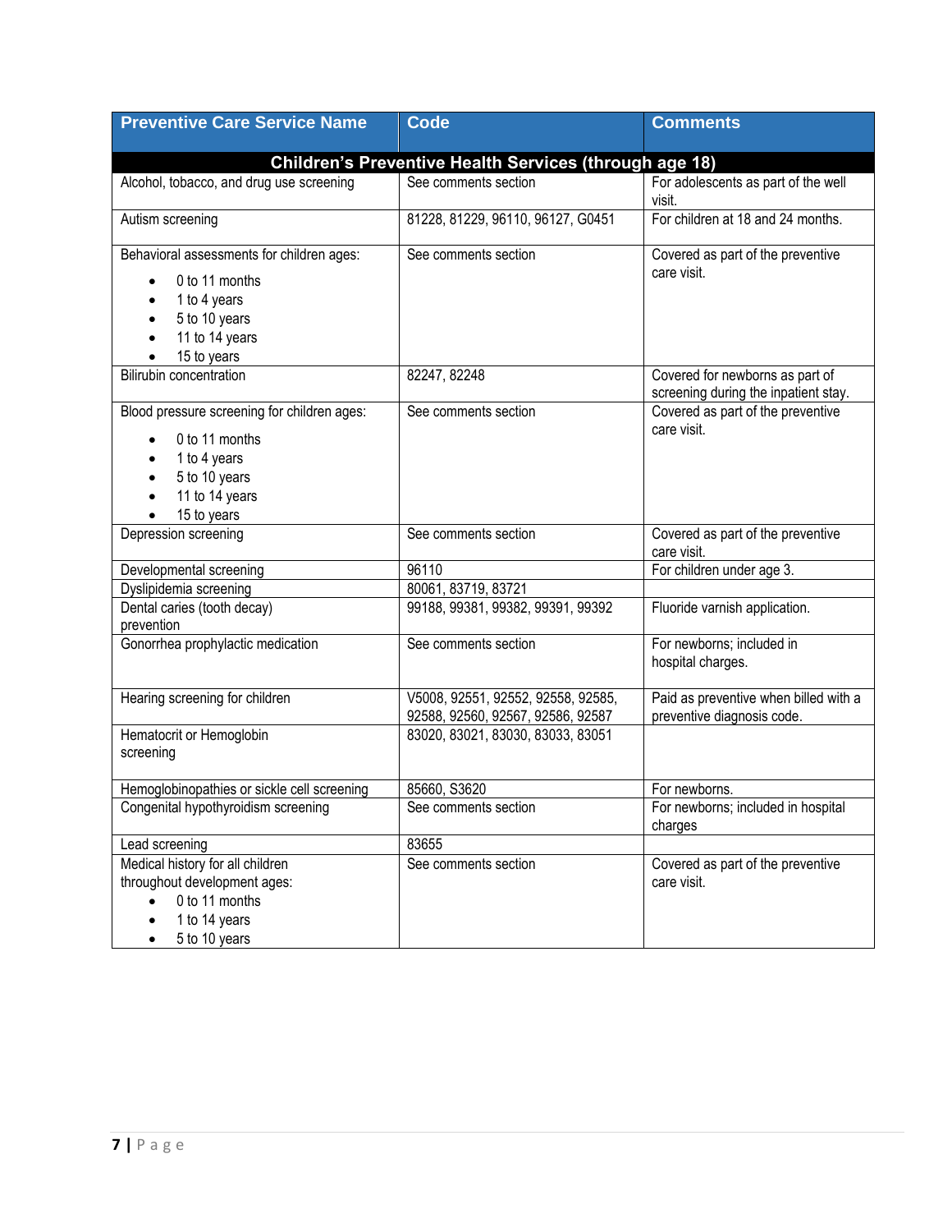| Preventive Care Service Name | Code | Comments |
|---|---|---|
| **Children's Preventive Health Services (through age 18)** | | |
| Alcohol, tobacco, and drug use screening | See comments section | For adolescents as part of the well visit. |
| Autism screening | 81228, 81229, 96110, 96127, G0451 | For children at 18 and 24 months. |
| Behavioral assessments for children ages:<br>• 0 to 11 months<br>• 1 to 4 years<br>• 5 to 10 years<br>• 11 to 14 years<br>• 15 to years | See comments section | Covered as part of the preventive care visit. |
| Bilirubin concentration | 82247, 82248 | Covered for newborns as part of screening during the inpatient stay. |
| Blood pressure screening for children ages:<br>• 0 to 11 months<br>• 1 to 4 years<br>• 5 to 10 years<br>• 11 to 14 years<br>• 15 to years | See comments section | Covered as part of the preventive care visit. |
| Depression screening | See comments section | Covered as part of the preventive care visit. |
| Developmental screening | 96110 | For children under age 3. |
| Dyslipidemia screening | 80061, 83719, 83721 | |
| Dental caries (tooth decay) prevention | 99188, 99381, 99382, 99391, 99392 | Fluoride varnish application. |
| Gonorrhea prophylactic medication | See comments section | For newborns; included in hospital charges. |
| Hearing screening for children | V5008, 92551, 92552, 92558, 92585, 92588, 92560, 92567, 92586, 92587 | Paid as preventive when billed with a preventive diagnosis code. |
| Hematocrit or Hemoglobin screening | 83020, 83021, 83030, 83033, 83051 | |
| Hemoglobinopathies or sickle cell screening | 85660, S3620 | For newborns. |
| Congenital hypothyroidism screening | See comments section | For newborns; included in hospital charges |
| Lead screening | 83655 | |
| Medical history for all children throughout development ages:<br>• 0 to 11 months<br>• 1 to 14 years<br>• 5 to 10 years | See comments section | Covered as part of the preventive care visit. |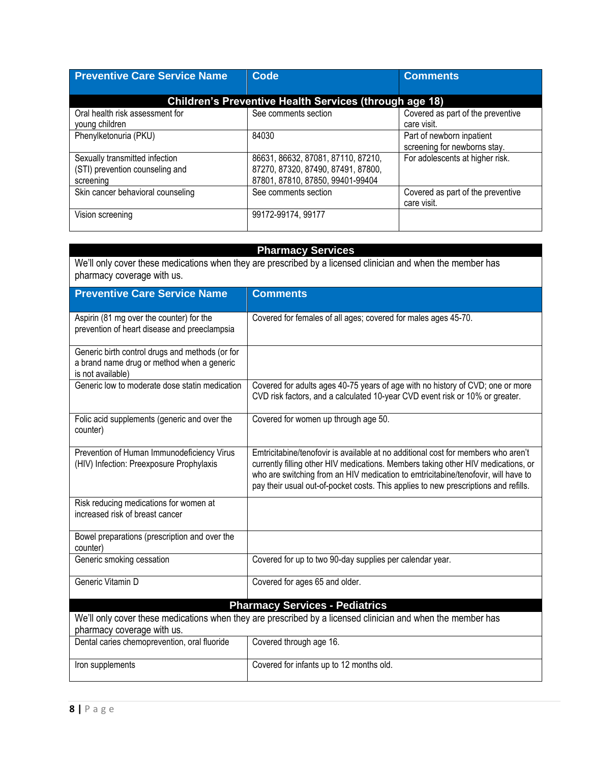| Preventive Care Service Name | Code | Comments |
|---|---|---|
| **Children's Preventive Health Services (through age 18)** | | |
| Oral health risk assessment for young children | See comments section | Covered as part of the preventive care visit. |
| Phenylketonuria (PKU) | 84030 | Part of newborn inpatient screening for newborns stay. |
| Sexually transmitted infection (STI) prevention counseling and screening | 86631, 86632, 87081, 87110, 87210, 87270, 87320, 87490, 87491, 87800, 87801, 87810, 87850, 99401-99404 | For adolescents at higher risk. |
| Skin cancer behavioral counseling | See comments section | Covered as part of the preventive care visit. |
| Vision screening | 99172-99174, 99177 | |

## Pharmacy Services

We'll only cover these medications when they are prescribed by a licensed clinician and when the member has pharmacy coverage with us.

| Preventive Care Service Name | Comments |
|---|---|
| Aspirin (81 mg over the counter) for the prevention of heart disease and preeclampsia | Covered for females of all ages; covered for males ages 45-70. |
| Generic birth control drugs and methods (or for a brand name drug or method when a generic is not available) | |
| Generic low to moderate dose statin medication | Covered for adults ages 40-75 years of age with no history of CVD; one or more CVD risk factors, and a calculated 10-year CVD event risk or 10% or greater. |
| Folic acid supplements (generic and over the counter) | Covered for women up through age 50. |
| Prevention of Human Immunodeficiency Virus (HIV) Infection: Preexposure Prophylaxis | Emtricitabine/tenofovir is available at no additional cost for members who aren't currently filling other HIV medications. Members taking other HIV medications, or who are switching from an HIV medication to emtricitabine/tenofovir, will have to pay their usual out-of-pocket costs. This applies to new prescriptions and refills. |
| Risk reducing medications for women at increased risk of breast cancer | |
| Bowel preparations (prescription and over the counter) | |
| Generic smoking cessation | Covered for up to two 90-day supplies per calendar year. |
| Generic Vitamin D | Covered for ages 65 and older. |

## Pharmacy Services - Pediatrics

We'll only cover these medications when they are prescribed by a licensed clinician and when the member has pharmacy coverage with us.

| Preventive Care Service Name | Comments |
|---|---|
| Dental caries chemoprevention, oral fluoride | Covered through age 16. |
| Iron supplements | Covered for infants up to 12 months old. |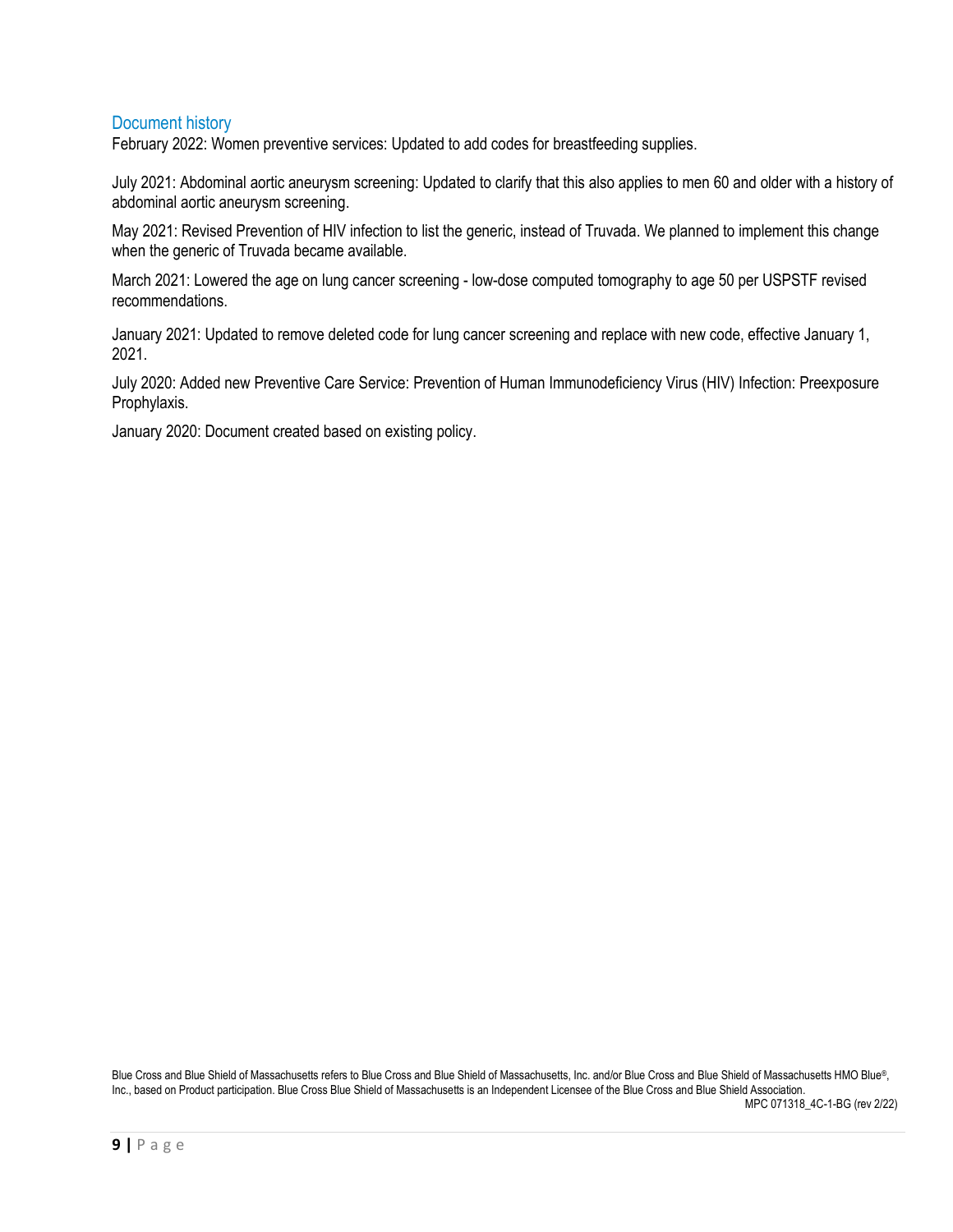## Document history

February 2022: Women preventive services: Updated to add codes for breastfeeding supplies.

July 2021: Abdominal aortic aneurysm screening: Updated to clarify that this also applies to men 60 and older with a history of abdominal aortic aneurysm screening.

May 2021: Revised Prevention of HIV infection to list the generic, instead of Truvada. We planned to implement this change when the generic of Truvada became available.

March 2021: Lowered the age on lung cancer screening - low-dose computed tomography to age 50 per USPSTF revised recommendations.

January 2021: Updated to remove deleted code for lung cancer screening and replace with new code, effective January 1, 2021.

July 2020: Added new Preventive Care Service: Prevention of Human Immunodeficiency Virus (HIV) Infection: Preexposure Prophylaxis.

January 2020: Document created based on existing policy.

Blue Cross and Blue Shield of Massachusetts refers to Blue Cross and Blue Shield of Massachusetts, Inc. and/or Blue Cross and Blue Shield of Massachusetts HMO Blue®, Inc., based on Product participation. Blue Cross Blue Shield of Massachusetts is an Independent Licensee of the Blue Cross and Blue Shield Association.

MPC 071318_4C-1-BG (rev 2/22)